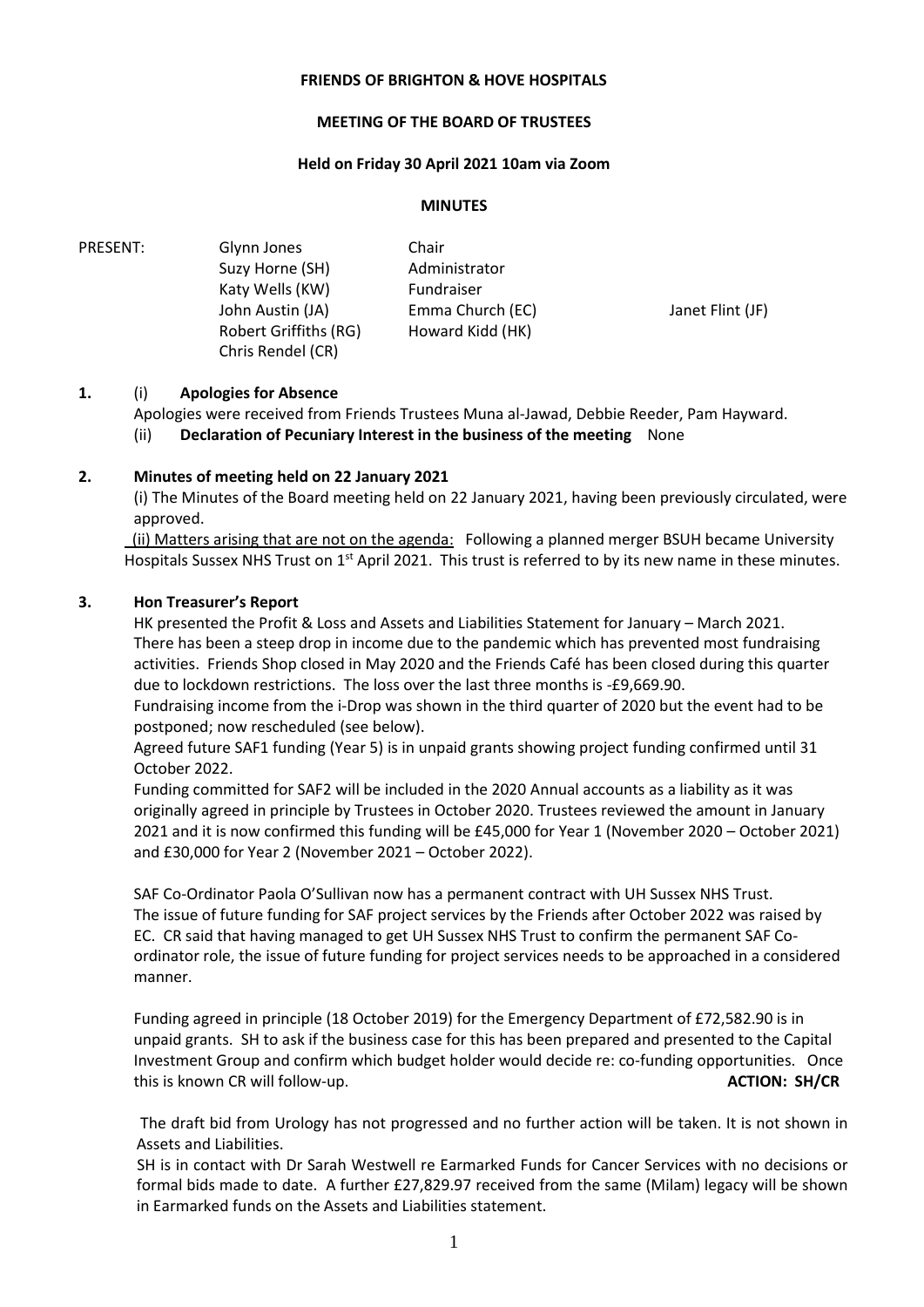**FRIENDS OF BRIGHTON & HOVE HOSPITALS**

**MEETING OF THE BOARD OF TRUSTEES**

**Held on Friday 30 April 2021 10am via Zoom**

**MINUTES**

| PRESENT: | | | |
|---|---|---|---|
| | Glynn Jones | Chair | |
| | Suzy Horne (SH) | Administrator | |
| | Katy Wells (KW) | Fundraiser | |
| | John Austin (JA) | Emma Church (EC) | Janet Flint (JF) |
| | Robert Griffiths (RG) | Howard Kidd (HK) | |
| | Chris Rendel (CR) | | |

**1.** (i) **Apologies for Absence**

Apologies were received from Friends Trustees Muna al-Jawad, Debbie Reeder, Pam Hayward.

(ii) **Declaration of Pecuniary Interest in the business of the meeting** None

**2. Minutes of meeting held on 22 January 2021**

(i) The Minutes of the Board meeting held on 22 January 2021, having been previously circulated, were approved.

(ii) Matters arising that are not on the agenda: Following a planned merger BSUH became University Hospitals Sussex NHS Trust on 1st April 2021. This trust is referred to by its new name in these minutes.

**3. Hon Treasurer's Report**

HK presented the Profit & Loss and Assets and Liabilities Statement for January – March 2021. There has been a steep drop in income due to the pandemic which has prevented most fundraising activities. Friends Shop closed in May 2020 and the Friends Café has been closed during this quarter due to lockdown restrictions. The loss over the last three months is -£9,669.90.

Fundraising income from the i-Drop was shown in the third quarter of 2020 but the event had to be postponed; now rescheduled (see below).

Agreed future SAF1 funding (Year 5) is in unpaid grants showing project funding confirmed until 31 October 2022.

Funding committed for SAF2 will be included in the 2020 Annual accounts as a liability as it was originally agreed in principle by Trustees in October 2020. Trustees reviewed the amount in January 2021 and it is now confirmed this funding will be £45,000 for Year 1 (November 2020 – October 2021) and £30,000 for Year 2 (November 2021 – October 2022).

SAF Co-Ordinator Paola O'Sullivan now has a permanent contract with UH Sussex NHS Trust. The issue of future funding for SAF project services by the Friends after October 2022 was raised by EC. CR said that having managed to get UH Sussex NHS Trust to confirm the permanent SAF Co-ordinator role, the issue of future funding for project services needs to be approached in a considered manner.

Funding agreed in principle (18 October 2019) for the Emergency Department of £72,582.90 is in unpaid grants. SH to ask if the business case for this has been prepared and presented to the Capital Investment Group and confirm which budget holder would decide re: co-funding opportunities. Once this is known CR will follow-up. **ACTION: SH/CR**

The draft bid from Urology has not progressed and no further action will be taken. It is not shown in Assets and Liabilities.

SH is in contact with Dr Sarah Westwell re Earmarked Funds for Cancer Services with no decisions or formal bids made to date. A further £27,829.97 received from the same (Milam) legacy will be shown in Earmarked funds on the Assets and Liabilities statement.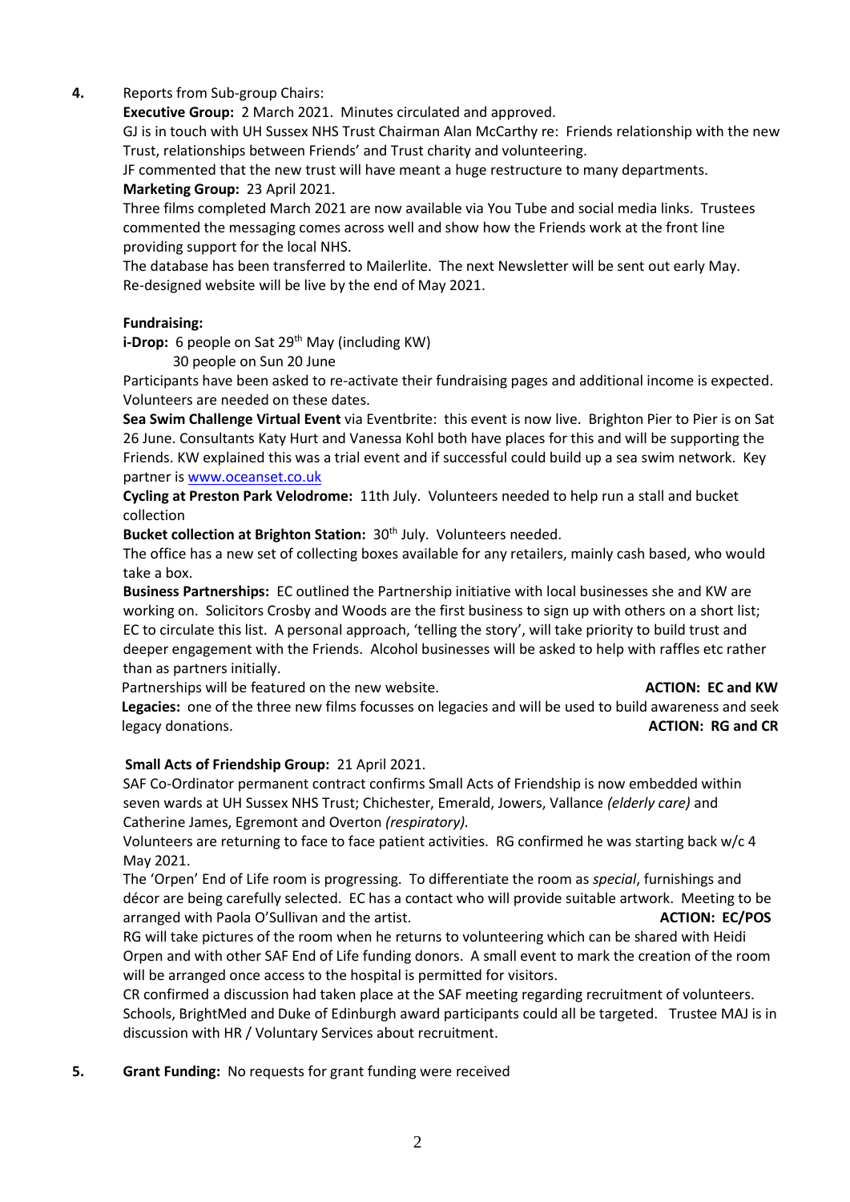**4.** Reports from Sub-group Chairs:

**Executive Group:** 2 March 2021. Minutes circulated and approved.

GJ is in touch with UH Sussex NHS Trust Chairman Alan McCarthy re: Friends relationship with the new Trust, relationships between Friends' and Trust charity and volunteering.

JF commented that the new trust will have meant a huge restructure to many departments.

**Marketing Group:** 23 April 2021.

Three films completed March 2021 are now available via You Tube and social media links. Trustees commented the messaging comes across well and show how the Friends work at the front line providing support for the local NHS.

The database has been transferred to Mailerlite. The next Newsletter will be sent out early May. Re-designed website will be live by the end of May 2021.

**Fundraising:**

**i-Drop:** 6 people on Sat 29th May (including KW)
30 people on Sun 20 June

Participants have been asked to re-activate their fundraising pages and additional income is expected. Volunteers are needed on these dates.

**Sea Swim Challenge Virtual Event** via Eventbrite: this event is now live. Brighton Pier to Pier is on Sat 26 June. Consultants Katy Hurt and Vanessa Kohl both have places for this and will be supporting the Friends. KW explained this was a trial event and if successful could build up a sea swim network. Key partner is www.oceanset.co.uk

**Cycling at Preston Park Velodrome:** 11th July. Volunteers needed to help run a stall and bucket collection

**Bucket collection at Brighton Station:** 30th July. Volunteers needed.

The office has a new set of collecting boxes available for any retailers, mainly cash based, who would take a box.

**Business Partnerships:** EC outlined the Partnership initiative with local businesses she and KW are working on. Solicitors Crosby and Woods are the first business to sign up with others on a short list; EC to circulate this list. A personal approach, 'telling the story', will take priority to build trust and deeper engagement with the Friends. Alcohol businesses will be asked to help with raffles etc rather than as partners initially.

Partnerships will be featured on the new website. **ACTION: EC and KW**

**Legacies:** one of the three new films focusses on legacies and will be used to build awareness and seek legacy donations. **ACTION: RG and CR**

**Small Acts of Friendship Group:** 21 April 2021.

SAF Co-Ordinator permanent contract confirms Small Acts of Friendship is now embedded within seven wards at UH Sussex NHS Trust; Chichester, Emerald, Jowers, Vallance *(elderly care)* and Catherine James, Egremont and Overton *(respiratory).*

Volunteers are returning to face to face patient activities. RG confirmed he was starting back w/c 4 May 2021.

The 'Orpen' End of Life room is progressing. To differentiate the room as *special*, furnishings and décor are being carefully selected. EC has a contact who will provide suitable artwork. Meeting to be arranged with Paola O'Sullivan and the artist. **ACTION: EC/POS**

RG will take pictures of the room when he returns to volunteering which can be shared with Heidi Orpen and with other SAF End of Life funding donors. A small event to mark the creation of the room will be arranged once access to the hospital is permitted for visitors.

CR confirmed a discussion had taken place at the SAF meeting regarding recruitment of volunteers. Schools, BrightMed and Duke of Edinburgh award participants could all be targeted. Trustee MAJ is in discussion with HR / Voluntary Services about recruitment.

**5.** **Grant Funding:** No requests for grant funding were received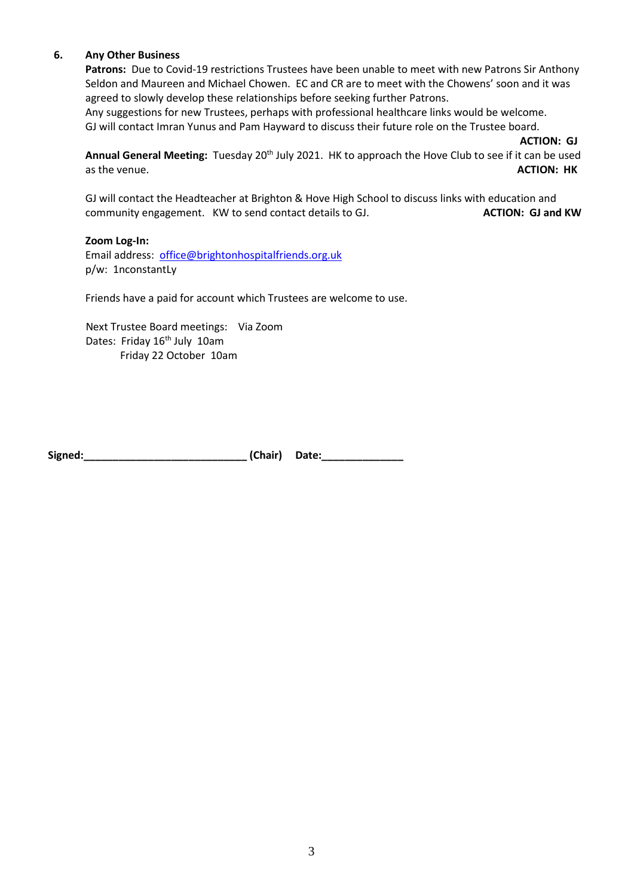## 6. Any Other Business

**Patrons:** Due to Covid-19 restrictions Trustees have been unable to meet with new Patrons Sir Anthony Seldon and Maureen and Michael Chowen. EC and CR are to meet with the Chowens' soon and it was agreed to slowly develop these relationships before seeking further Patrons.
Any suggestions for new Trustees, perhaps with professional healthcare links would be welcome.
GJ will contact Imran Yunus and Pam Hayward to discuss their future role on the Trustee board.

**ACTION: GJ**

**Annual General Meeting:** Tuesday 20th July 2021. HK to approach the Hove Club to see if it can be used as the venue. **ACTION: HK**

GJ will contact the Headteacher at Brighton & Hove High School to discuss links with education and community engagement. KW to send contact details to GJ. **ACTION: GJ and KW**

**Zoom Log-In:**
Email address: office@brightonhospitalfriends.org.uk
p/w: 1nconstantLy

Friends have a paid for account which Trustees are welcome to use.

Next Trustee Board meetings: Via Zoom
Dates: Friday 16th July 10am
Friday 22 October 10am

**Signed:**____________________________ **(Chair)** **Date:**______________